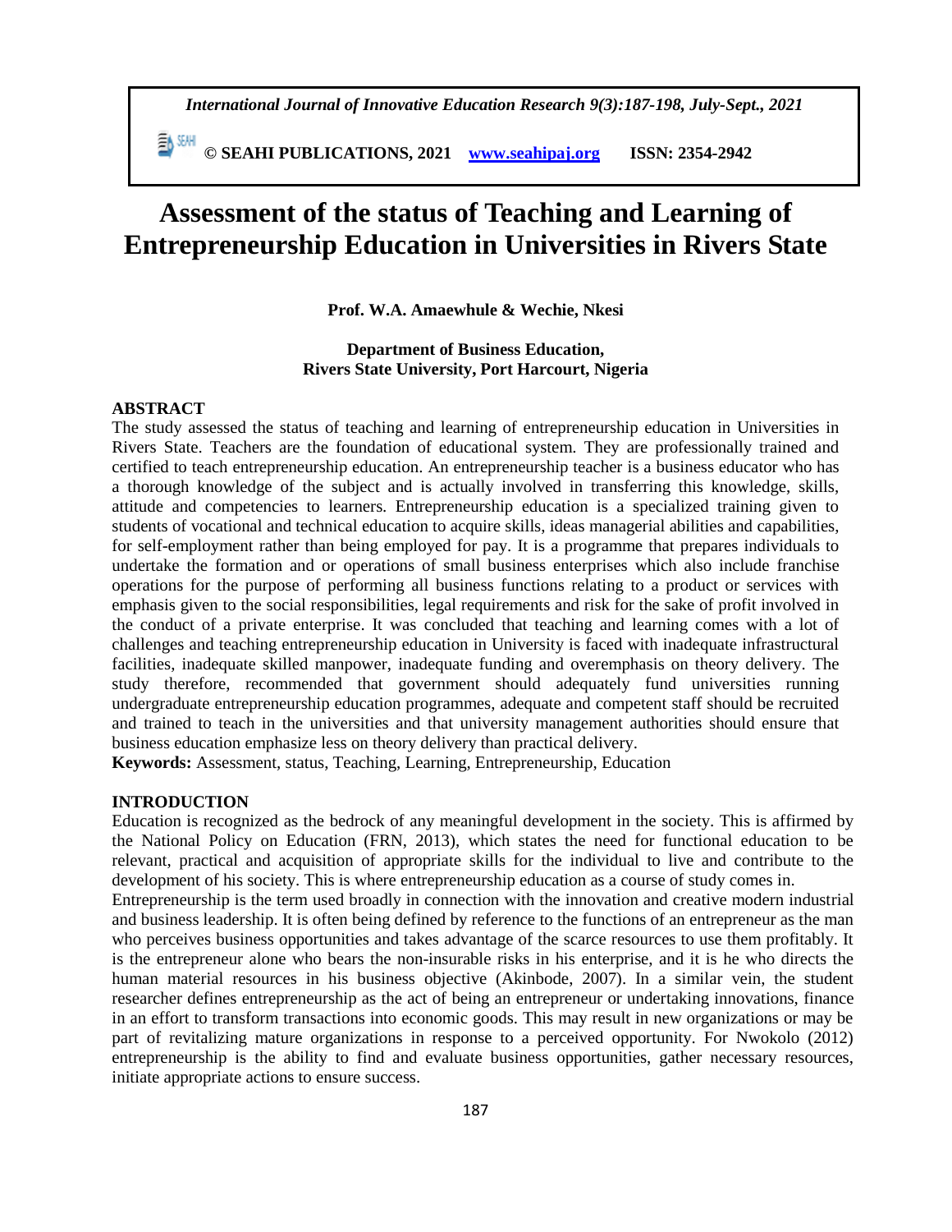# Assessment of the status of Teaching and Learning of Entrepreneurship Education in Universities in Rivers State

**Prof. W.A. Amaewhule & Wechie, Nkesi**

**Department of Business Education,**
**Rivers State University, Port Harcourt, Nigeria**

## ABSTRACT

The study assessed the status of teaching and learning of entrepreneurship education in Universities in Rivers State. Teachers are the foundation of educational system. They are professionally trained and certified to teach entrepreneurship education. An entrepreneurship teacher is a business educator who has a thorough knowledge of the subject and is actually involved in transferring this knowledge, skills, attitude and competencies to learners. Entrepreneurship education is a specialized training given to students of vocational and technical education to acquire skills, ideas managerial abilities and capabilities, for self-employment rather than being employed for pay. It is a programme that prepares individuals to undertake the formation and or operations of small business enterprises which also include franchise operations for the purpose of performing all business functions relating to a product or services with emphasis given to the social responsibilities, legal requirements and risk for the sake of profit involved in the conduct of a private enterprise. It was concluded that teaching and learning comes with a lot of challenges and teaching entrepreneurship education in University is faced with inadequate infrastructural facilities, inadequate skilled manpower, inadequate funding and overemphasis on theory delivery. The study therefore, recommended that government should adequately fund universities running undergraduate entrepreneurship education programmes, adequate and competent staff should be recruited and trained to teach in the universities and that university management authorities should ensure that business education emphasize less on theory delivery than practical delivery.

**Keywords:** Assessment, status, Teaching, Learning, Entrepreneurship, Education

## INTRODUCTION

Education is recognized as the bedrock of any meaningful development in the society. This is affirmed by the National Policy on Education (FRN, 2013), which states the need for functional education to be relevant, practical and acquisition of appropriate skills for the individual to live and contribute to the development of his society. This is where entrepreneurship education as a course of study comes in.

Entrepreneurship is the term used broadly in connection with the innovation and creative modern industrial and business leadership. It is often being defined by reference to the functions of an entrepreneur as the man who perceives business opportunities and takes advantage of the scarce resources to use them profitably. It is the entrepreneur alone who bears the non-insurable risks in his enterprise, and it is he who directs the human material resources in his business objective (Akinbode, 2007). In a similar vein, the student researcher defines entrepreneurship as the act of being an entrepreneur or undertaking innovations, finance in an effort to transform transactions into economic goods. This may result in new organizations or may be part of revitalizing mature organizations in response to a perceived opportunity. For Nwokolo (2012) entrepreneurship is the ability to find and evaluate business opportunities, gather necessary resources, initiate appropriate actions to ensure success.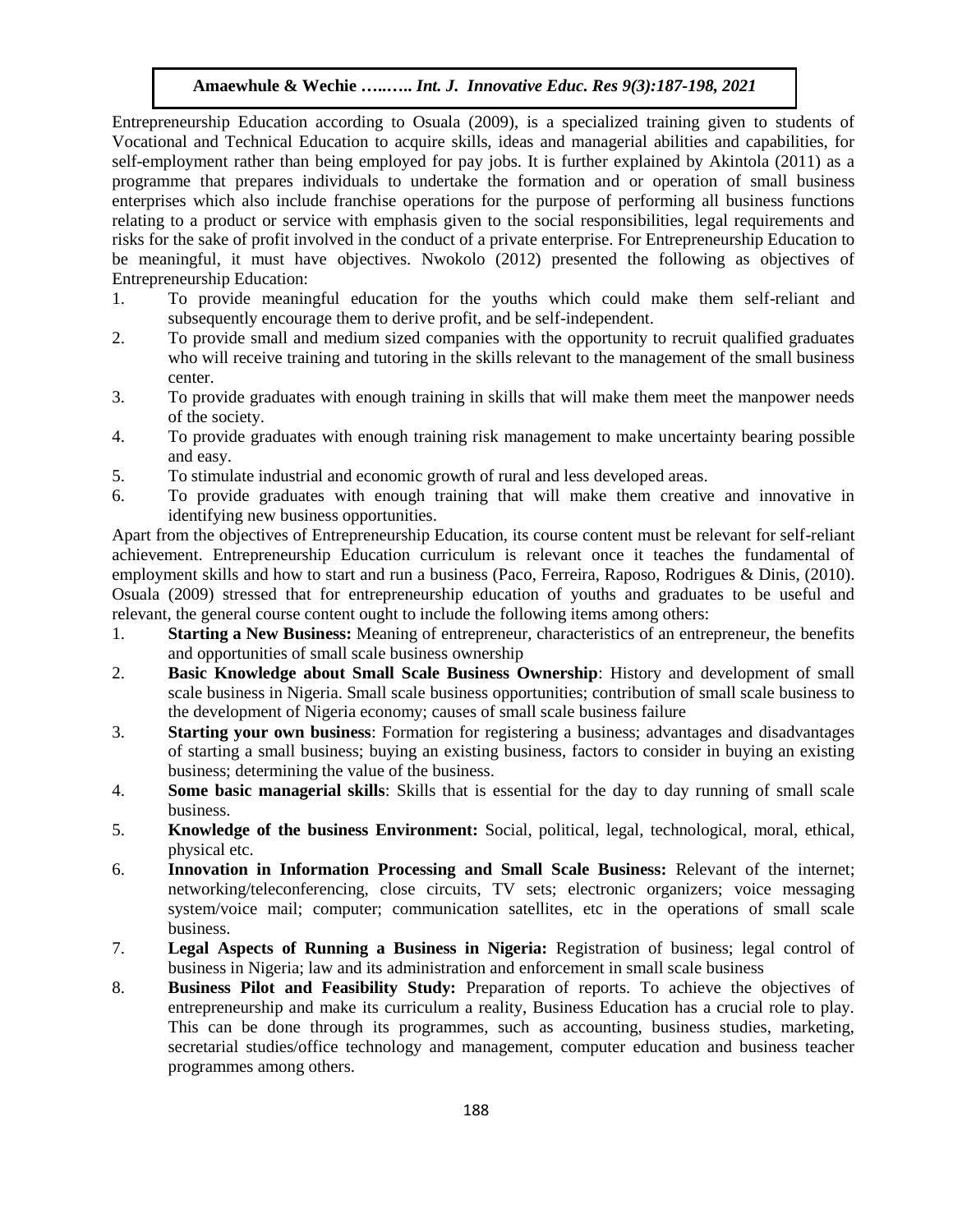Entrepreneurship Education according to Osuala (2009), is a specialized training given to students of Vocational and Technical Education to acquire skills, ideas and managerial abilities and capabilities, for self-employment rather than being employed for pay jobs. It is further explained by Akintola (2011) as a programme that prepares individuals to undertake the formation and or operation of small business enterprises which also include franchise operations for the purpose of performing all business functions relating to a product or service with emphasis given to the social responsibilities, legal requirements and risks for the sake of profit involved in the conduct of a private enterprise. For Entrepreneurship Education to be meaningful, it must have objectives. Nwokolo (2012) presented the following as objectives of Entrepreneurship Education:

1. To provide meaningful education for the youths which could make them self-reliant and subsequently encourage them to derive profit, and be self-independent.
2. To provide small and medium sized companies with the opportunity to recruit qualified graduates who will receive training and tutoring in the skills relevant to the management of the small business center.
3. To provide graduates with enough training in skills that will make them meet the manpower needs of the society.
4. To provide graduates with enough training risk management to make uncertainty bearing possible and easy.
5. To stimulate industrial and economic growth of rural and less developed areas.
6. To provide graduates with enough training that will make them creative and innovative in identifying new business opportunities.

Apart from the objectives of Entrepreneurship Education, its course content must be relevant for self-reliant achievement. Entrepreneurship Education curriculum is relevant once it teaches the fundamental of employment skills and how to start and run a business (Paco, Ferreira, Raposo, Rodrigues & Dinis, (2010). Osuala (2009) stressed that for entrepreneurship education of youths and graduates to be useful and relevant, the general course content ought to include the following items among others:

1. **Starting a New Business:** Meaning of entrepreneur, characteristics of an entrepreneur, the benefits and opportunities of small scale business ownership
2. **Basic Knowledge about Small Scale Business Ownership**: History and development of small scale business in Nigeria. Small scale business opportunities; contribution of small scale business to the development of Nigeria economy; causes of small scale business failure
3. **Starting your own business**: Formation for registering a business; advantages and disadvantages of starting a small business; buying an existing business, factors to consider in buying an existing business; determining the value of the business.
4. **Some basic managerial skills**: Skills that is essential for the day to day running of small scale business.
5. **Knowledge of the business Environment:** Social, political, legal, technological, moral, ethical, physical etc.
6. **Innovation in Information Processing and Small Scale Business:** Relevant of the internet; networking/teleconferencing, close circuits, TV sets; electronic organizers; voice messaging system/voice mail; computer; communication satellites, etc in the operations of small scale business.
7. **Legal Aspects of Running a Business in Nigeria:** Registration of business; legal control of business in Nigeria; law and its administration and enforcement in small scale business
8. **Business Pilot and Feasibility Study:** Preparation of reports. To achieve the objectives of entrepreneurship and make its curriculum a reality, Business Education has a crucial role to play. This can be done through its programmes, such as accounting, business studies, marketing, secretarial studies/office technology and management, computer education and business teacher programmes among others.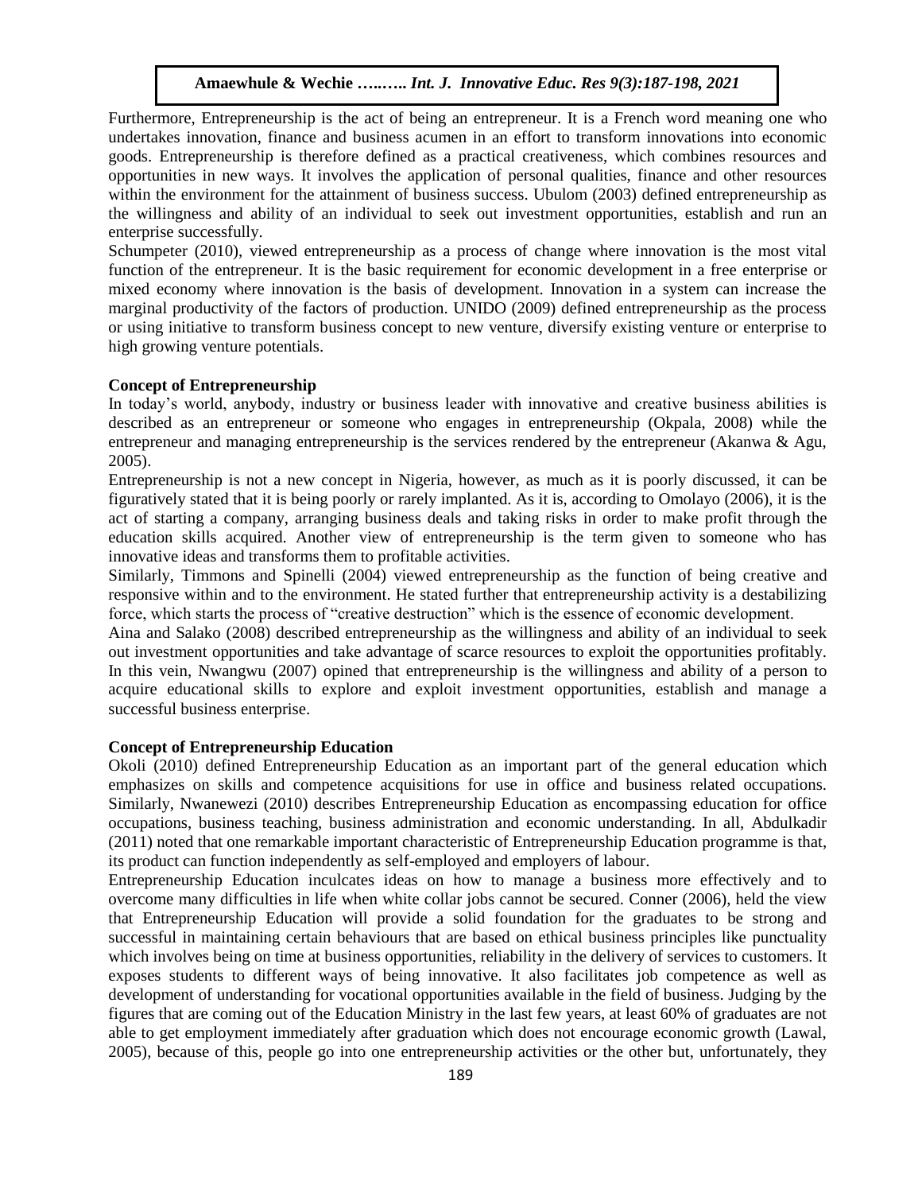Furthermore, Entrepreneurship is the act of being an entrepreneur. It is a French word meaning one who undertakes innovation, finance and business acumen in an effort to transform innovations into economic goods. Entrepreneurship is therefore defined as a practical creativeness, which combines resources and opportunities in new ways. It involves the application of personal qualities, finance and other resources within the environment for the attainment of business success. Ubulom (2003) defined entrepreneurship as the willingness and ability of an individual to seek out investment opportunities, establish and run an enterprise successfully.

Schumpeter (2010), viewed entrepreneurship as a process of change where innovation is the most vital function of the entrepreneur. It is the basic requirement for economic development in a free enterprise or mixed economy where innovation is the basis of development. Innovation in a system can increase the marginal productivity of the factors of production. UNIDO (2009) defined entrepreneurship as the process or using initiative to transform business concept to new venture, diversify existing venture or enterprise to high growing venture potentials.

### Concept of Entrepreneurship

In today's world, anybody, industry or business leader with innovative and creative business abilities is described as an entrepreneur or someone who engages in entrepreneurship (Okpala, 2008) while the entrepreneur and managing entrepreneurship is the services rendered by the entrepreneur (Akanwa & Agu, 2005).

Entrepreneurship is not a new concept in Nigeria, however, as much as it is poorly discussed, it can be figuratively stated that it is being poorly or rarely implanted. As it is, according to Omolayo (2006), it is the act of starting a company, arranging business deals and taking risks in order to make profit through the education skills acquired. Another view of entrepreneurship is the term given to someone who has innovative ideas and transforms them to profitable activities.

Similarly, Timmons and Spinelli (2004) viewed entrepreneurship as the function of being creative and responsive within and to the environment. He stated further that entrepreneurship activity is a destabilizing force, which starts the process of "creative destruction" which is the essence of economic development.

Aina and Salako (2008) described entrepreneurship as the willingness and ability of an individual to seek out investment opportunities and take advantage of scarce resources to exploit the opportunities profitably. In this vein, Nwangwu (2007) opined that entrepreneurship is the willingness and ability of a person to acquire educational skills to explore and exploit investment opportunities, establish and manage a successful business enterprise.

### Concept of Entrepreneurship Education

Okoli (2010) defined Entrepreneurship Education as an important part of the general education which emphasizes on skills and competence acquisitions for use in office and business related occupations. Similarly, Nwanewezi (2010) describes Entrepreneurship Education as encompassing education for office occupations, business teaching, business administration and economic understanding. In all, Abdulkadir (2011) noted that one remarkable important characteristic of Entrepreneurship Education programme is that, its product can function independently as self-employed and employers of labour.

Entrepreneurship Education inculcates ideas on how to manage a business more effectively and to overcome many difficulties in life when white collar jobs cannot be secured. Conner (2006), held the view that Entrepreneurship Education will provide a solid foundation for the graduates to be strong and successful in maintaining certain behaviours that are based on ethical business principles like punctuality which involves being on time at business opportunities, reliability in the delivery of services to customers. It exposes students to different ways of being innovative. It also facilitates job competence as well as development of understanding for vocational opportunities available in the field of business. Judging by the figures that are coming out of the Education Ministry in the last few years, at least 60% of graduates are not able to get employment immediately after graduation which does not encourage economic growth (Lawal, 2005), because of this, people go into one entrepreneurship activities or the other but, unfortunately, they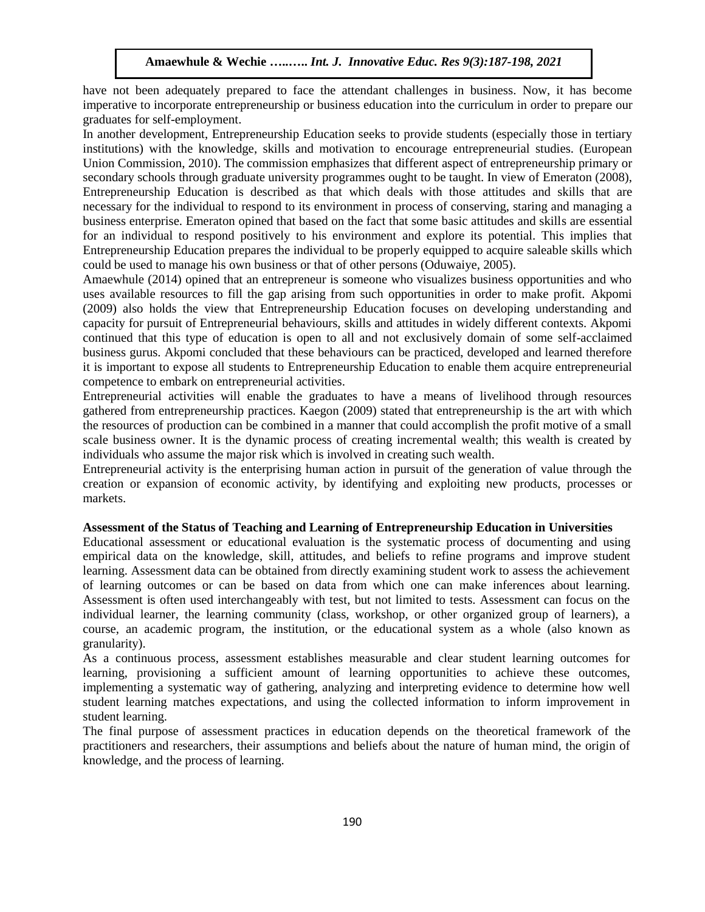have not been adequately prepared to face the attendant challenges in business. Now, it has become imperative to incorporate entrepreneurship or business education into the curriculum in order to prepare our graduates for self-employment.

In another development, Entrepreneurship Education seeks to provide students (especially those in tertiary institutions) with the knowledge, skills and motivation to encourage entrepreneurial studies. (European Union Commission, 2010). The commission emphasizes that different aspect of entrepreneurship primary or secondary schools through graduate university programmes ought to be taught. In view of Emeraton (2008), Entrepreneurship Education is described as that which deals with those attitudes and skills that are necessary for the individual to respond to its environment in process of conserving, staring and managing a business enterprise. Emeraton opined that based on the fact that some basic attitudes and skills are essential for an individual to respond positively to his environment and explore its potential. This implies that Entrepreneurship Education prepares the individual to be properly equipped to acquire saleable skills which could be used to manage his own business or that of other persons (Oduwaiye, 2005).

Amaewhule (2014) opined that an entrepreneur is someone who visualizes business opportunities and who uses available resources to fill the gap arising from such opportunities in order to make profit. Akpomi (2009) also holds the view that Entrepreneurship Education focuses on developing understanding and capacity for pursuit of Entrepreneurial behaviours, skills and attitudes in widely different contexts. Akpomi continued that this type of education is open to all and not exclusively domain of some self-acclaimed business gurus. Akpomi concluded that these behaviours can be practiced, developed and learned therefore it is important to expose all students to Entrepreneurship Education to enable them acquire entrepreneurial competence to embark on entrepreneurial activities.

Entrepreneurial activities will enable the graduates to have a means of livelihood through resources gathered from entrepreneurship practices. Kaegon (2009) stated that entrepreneurship is the art with which the resources of production can be combined in a manner that could accomplish the profit motive of a small scale business owner. It is the dynamic process of creating incremental wealth; this wealth is created by individuals who assume the major risk which is involved in creating such wealth.

Entrepreneurial activity is the enterprising human action in pursuit of the generation of value through the creation or expansion of economic activity, by identifying and exploiting new products, processes or markets.

**Assessment of the Status of Teaching and Learning of Entrepreneurship Education in Universities**

Educational assessment or educational evaluation is the systematic process of documenting and using empirical data on the knowledge, skill, attitudes, and beliefs to refine programs and improve student learning. Assessment data can be obtained from directly examining student work to assess the achievement of learning outcomes or can be based on data from which one can make inferences about learning. Assessment is often used interchangeably with test, but not limited to tests. Assessment can focus on the individual learner, the learning community (class, workshop, or other organized group of learners), a course, an academic program, the institution, or the educational system as a whole (also known as granularity).

As a continuous process, assessment establishes measurable and clear student learning outcomes for learning, provisioning a sufficient amount of learning opportunities to achieve these outcomes, implementing a systematic way of gathering, analyzing and interpreting evidence to determine how well student learning matches expectations, and using the collected information to inform improvement in student learning.

The final purpose of assessment practices in education depends on the theoretical framework of the practitioners and researchers, their assumptions and beliefs about the nature of human mind, the origin of knowledge, and the process of learning.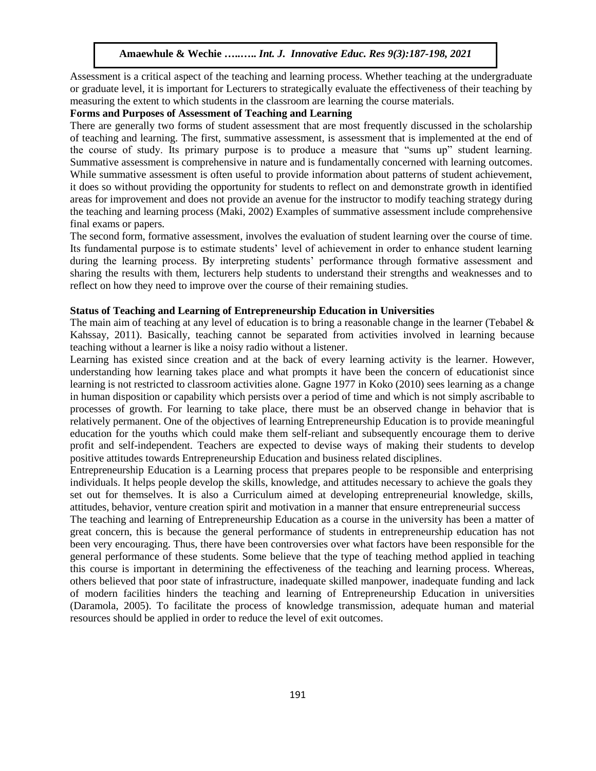Assessment is a critical aspect of the teaching and learning process. Whether teaching at the undergraduate or graduate level, it is important for Lecturers to strategically evaluate the effectiveness of their teaching by measuring the extent to which students in the classroom are learning the course materials.

**Forms and Purposes of Assessment of Teaching and Learning**

There are generally two forms of student assessment that are most frequently discussed in the scholarship of teaching and learning. The first, summative assessment, is assessment that is implemented at the end of the course of study. Its primary purpose is to produce a measure that "sums up" student learning. Summative assessment is comprehensive in nature and is fundamentally concerned with learning outcomes. While summative assessment is often useful to provide information about patterns of student achievement, it does so without providing the opportunity for students to reflect on and demonstrate growth in identified areas for improvement and does not provide an avenue for the instructor to modify teaching strategy during the teaching and learning process (Maki, 2002) Examples of summative assessment include comprehensive final exams or papers.

The second form, formative assessment, involves the evaluation of student learning over the course of time. Its fundamental purpose is to estimate students' level of achievement in order to enhance student learning during the learning process. By interpreting students' performance through formative assessment and sharing the results with them, lecturers help students to understand their strengths and weaknesses and to reflect on how they need to improve over the course of their remaining studies.

**Status of Teaching and Learning of Entrepreneurship Education in Universities**

The main aim of teaching at any level of education is to bring a reasonable change in the learner (Tebabel & Kahssay, 2011). Basically, teaching cannot be separated from activities involved in learning because teaching without a learner is like a noisy radio without a listener.

Learning has existed since creation and at the back of every learning activity is the learner. However, understanding how learning takes place and what prompts it have been the concern of educationist since learning is not restricted to classroom activities alone. Gagne 1977 in Koko (2010) sees learning as a change in human disposition or capability which persists over a period of time and which is not simply ascribable to processes of growth. For learning to take place, there must be an observed change in behavior that is relatively permanent. One of the objectives of learning Entrepreneurship Education is to provide meaningful education for the youths which could make them self-reliant and subsequently encourage them to derive profit and self-independent. Teachers are expected to devise ways of making their students to develop positive attitudes towards Entrepreneurship Education and business related disciplines.

Entrepreneurship Education is a Learning process that prepares people to be responsible and enterprising individuals. It helps people develop the skills, knowledge, and attitudes necessary to achieve the goals they set out for themselves. It is also a Curriculum aimed at developing entrepreneurial knowledge, skills, attitudes, behavior, venture creation spirit and motivation in a manner that ensure entrepreneurial success

The teaching and learning of Entrepreneurship Education as a course in the university has been a matter of great concern, this is because the general performance of students in entrepreneurship education has not been very encouraging. Thus, there have been controversies over what factors have been responsible for the general performance of these students. Some believe that the type of teaching method applied in teaching this course is important in determining the effectiveness of the teaching and learning process. Whereas, others believed that poor state of infrastructure, inadequate skilled manpower, inadequate funding and lack of modern facilities hinders the teaching and learning of Entrepreneurship Education in universities (Daramola, 2005). To facilitate the process of knowledge transmission, adequate human and material resources should be applied in order to reduce the level of exit outcomes.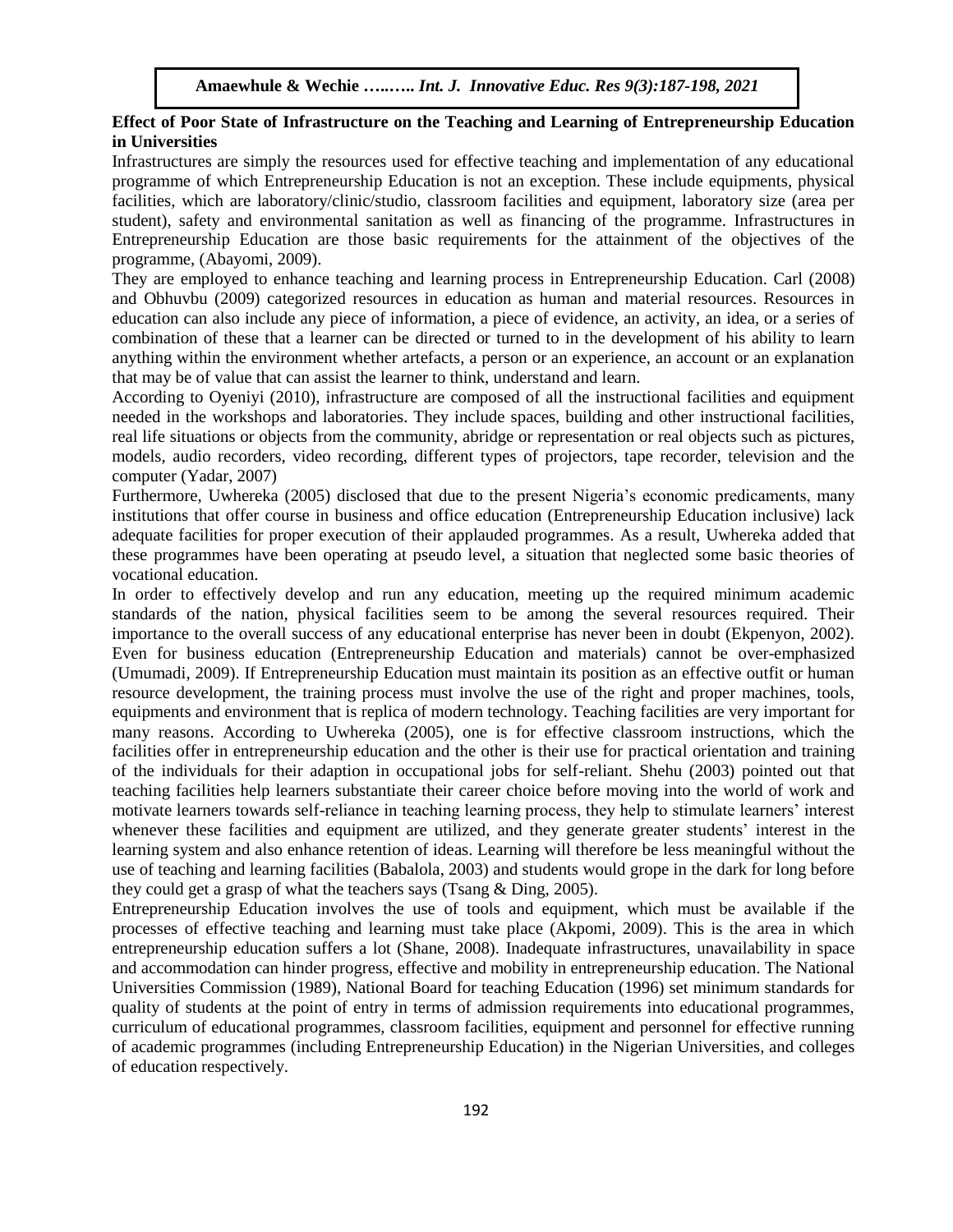**Effect of Poor State of Infrastructure on the Teaching and Learning of Entrepreneurship Education in Universities**

Infrastructures are simply the resources used for effective teaching and implementation of any educational programme of which Entrepreneurship Education is not an exception. These include equipments, physical facilities, which are laboratory/clinic/studio, classroom facilities and equipment, laboratory size (area per student), safety and environmental sanitation as well as financing of the programme. Infrastructures in Entrepreneurship Education are those basic requirements for the attainment of the objectives of the programme, (Abayomi, 2009).

They are employed to enhance teaching and learning process in Entrepreneurship Education. Carl (2008) and Obhuvbu (2009) categorized resources in education as human and material resources. Resources in education can also include any piece of information, a piece of evidence, an activity, an idea, or a series of combination of these that a learner can be directed or turned to in the development of his ability to learn anything within the environment whether artefacts, a person or an experience, an account or an explanation that may be of value that can assist the learner to think, understand and learn.

According to Oyeniyi (2010), infrastructure are composed of all the instructional facilities and equipment needed in the workshops and laboratories. They include spaces, building and other instructional facilities, real life situations or objects from the community, abridge or representation or real objects such as pictures, models, audio recorders, video recording, different types of projectors, tape recorder, television and the computer (Yadar, 2007)

Furthermore, Uwhereka (2005) disclosed that due to the present Nigeria's economic predicaments, many institutions that offer course in business and office education (Entrepreneurship Education inclusive) lack adequate facilities for proper execution of their applauded programmes. As a result, Uwhereka added that these programmes have been operating at pseudo level, a situation that neglected some basic theories of vocational education.

In order to effectively develop and run any education, meeting up the required minimum academic standards of the nation, physical facilities seem to be among the several resources required. Their importance to the overall success of any educational enterprise has never been in doubt (Ekpenyon, 2002). Even for business education (Entrepreneurship Education and materials) cannot be over-emphasized (Umumadi, 2009). If Entrepreneurship Education must maintain its position as an effective outfit or human resource development, the training process must involve the use of the right and proper machines, tools, equipments and environment that is replica of modern technology. Teaching facilities are very important for many reasons. According to Uwhereka (2005), one is for effective classroom instructions, which the facilities offer in entrepreneurship education and the other is their use for practical orientation and training of the individuals for their adaption in occupational jobs for self-reliant. Shehu (2003) pointed out that teaching facilities help learners substantiate their career choice before moving into the world of work and motivate learners towards self-reliance in teaching learning process, they help to stimulate learners' interest whenever these facilities and equipment are utilized, and they generate greater students' interest in the learning system and also enhance retention of ideas. Learning will therefore be less meaningful without the use of teaching and learning facilities (Babalola, 2003) and students would grope in the dark for long before they could get a grasp of what the teachers says (Tsang & Ding, 2005).

Entrepreneurship Education involves the use of tools and equipment, which must be available if the processes of effective teaching and learning must take place (Akpomi, 2009). This is the area in which entrepreneurship education suffers a lot (Shane, 2008). Inadequate infrastructures, unavailability in space and accommodation can hinder progress, effective and mobility in entrepreneurship education. The National Universities Commission (1989), National Board for teaching Education (1996) set minimum standards for quality of students at the point of entry in terms of admission requirements into educational programmes, curriculum of educational programmes, classroom facilities, equipment and personnel for effective running of academic programmes (including Entrepreneurship Education) in the Nigerian Universities, and colleges of education respectively.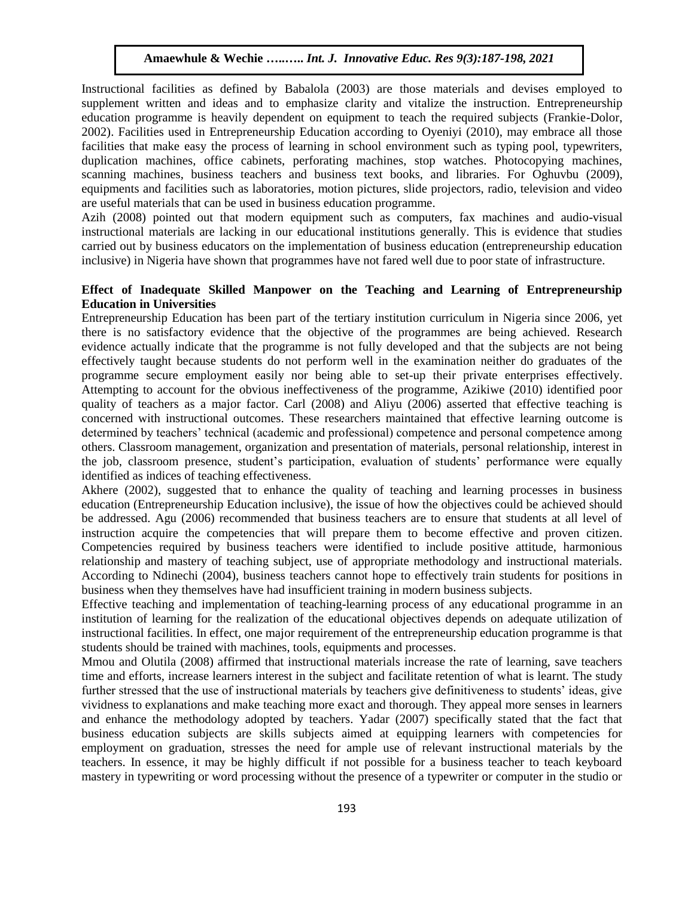Instructional facilities as defined by Babalola (2003) are those materials and devises employed to supplement written and ideas and to emphasize clarity and vitalize the instruction. Entrepreneurship education programme is heavily dependent on equipment to teach the required subjects (Frankie-Dolor, 2002). Facilities used in Entrepreneurship Education according to Oyeniyi (2010), may embrace all those facilities that make easy the process of learning in school environment such as typing pool, typewriters, duplication machines, office cabinets, perforating machines, stop watches. Photocopying machines, scanning machines, business teachers and business text books, and libraries. For Oghuvbu (2009), equipments and facilities such as laboratories, motion pictures, slide projectors, radio, television and video are useful materials that can be used in business education programme.

Azih (2008) pointed out that modern equipment such as computers, fax machines and audio-visual instructional materials are lacking in our educational institutions generally. This is evidence that studies carried out by business educators on the implementation of business education (entrepreneurship education inclusive) in Nigeria have shown that programmes have not fared well due to poor state of infrastructure.

**Effect of Inadequate Skilled Manpower on the Teaching and Learning of Entrepreneurship Education in Universities**

Entrepreneurship Education has been part of the tertiary institution curriculum in Nigeria since 2006, yet there is no satisfactory evidence that the objective of the programmes are being achieved. Research evidence actually indicate that the programme is not fully developed and that the subjects are not being effectively taught because students do not perform well in the examination neither do graduates of the programme secure employment easily nor being able to set-up their private enterprises effectively. Attempting to account for the obvious ineffectiveness of the programme, Azikiwe (2010) identified poor quality of teachers as a major factor. Carl (2008) and Aliyu (2006) asserted that effective teaching is concerned with instructional outcomes. These researchers maintained that effective learning outcome is determined by teachers' technical (academic and professional) competence and personal competence among others. Classroom management, organization and presentation of materials, personal relationship, interest in the job, classroom presence, student's participation, evaluation of students' performance were equally identified as indices of teaching effectiveness.

Akhere (2002), suggested that to enhance the quality of teaching and learning processes in business education (Entrepreneurship Education inclusive), the issue of how the objectives could be achieved should be addressed. Agu (2006) recommended that business teachers are to ensure that students at all level of instruction acquire the competencies that will prepare them to become effective and proven citizen. Competencies required by business teachers were identified to include positive attitude, harmonious relationship and mastery of teaching subject, use of appropriate methodology and instructional materials. According to Ndinechi (2004), business teachers cannot hope to effectively train students for positions in business when they themselves have had insufficient training in modern business subjects.

Effective teaching and implementation of teaching-learning process of any educational programme in an institution of learning for the realization of the educational objectives depends on adequate utilization of instructional facilities. In effect, one major requirement of the entrepreneurship education programme is that students should be trained with machines, tools, equipments and processes.

Mmou and Olutila (2008) affirmed that instructional materials increase the rate of learning, save teachers time and efforts, increase learners interest in the subject and facilitate retention of what is learnt. The study further stressed that the use of instructional materials by teachers give definitiveness to students' ideas, give vividness to explanations and make teaching more exact and thorough. They appeal more senses in learners and enhance the methodology adopted by teachers. Yadar (2007) specifically stated that the fact that business education subjects are skills subjects aimed at equipping learners with competencies for employment on graduation, stresses the need for ample use of relevant instructional materials by the teachers. In essence, it may be highly difficult if not possible for a business teacher to teach keyboard mastery in typewriting or word processing without the presence of a typewriter or computer in the studio or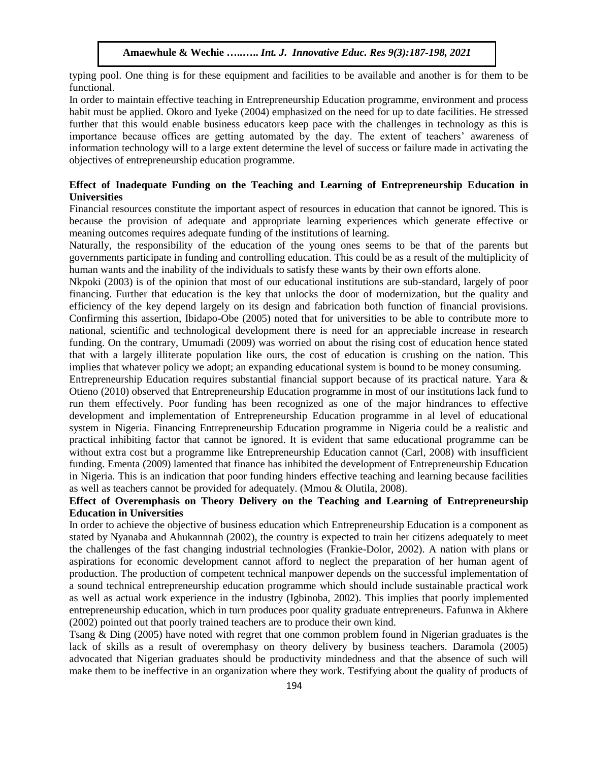typing pool. One thing is for these equipment and facilities to be available and another is for them to be functional.

In order to maintain effective teaching in Entrepreneurship Education programme, environment and process habit must be applied. Okoro and Iyeke (2004) emphasized on the need for up to date facilities. He stressed further that this would enable business educators keep pace with the challenges in technology as this is importance because offices are getting automated by the day. The extent of teachers' awareness of information technology will to a large extent determine the level of success or failure made in activating the objectives of entrepreneurship education programme.

### Effect of Inadequate Funding on the Teaching and Learning of Entrepreneurship Education in Universities

Financial resources constitute the important aspect of resources in education that cannot be ignored. This is because the provision of adequate and appropriate learning experiences which generate effective or meaning outcomes requires adequate funding of the institutions of learning.

Naturally, the responsibility of the education of the young ones seems to be that of the parents but governments participate in funding and controlling education. This could be as a result of the multiplicity of human wants and the inability of the individuals to satisfy these wants by their own efforts alone.

Nkpoki (2003) is of the opinion that most of our educational institutions are sub-standard, largely of poor financing. Further that education is the key that unlocks the door of modernization, but the quality and efficiency of the key depend largely on its design and fabrication both function of financial provisions. Confirming this assertion, Ibidapo-Obe (2005) noted that for universities to be able to contribute more to national, scientific and technological development there is need for an appreciable increase in research funding. On the contrary, Umumadi (2009) was worried on about the rising cost of education hence stated that with a largely illiterate population like ours, the cost of education is crushing on the nation. This implies that whatever policy we adopt; an expanding educational system is bound to be money consuming.

Entrepreneurship Education requires substantial financial support because of its practical nature. Yara & Otieno (2010) observed that Entrepreneurship Education programme in most of our institutions lack fund to run them effectively. Poor funding has been recognized as one of the major hindrances to effective development and implementation of Entrepreneurship Education programme in al level of educational system in Nigeria. Financing Entrepreneurship Education programme in Nigeria could be a realistic and practical inhibiting factor that cannot be ignored. It is evident that same educational programme can be without extra cost but a programme like Entrepreneurship Education cannot (Carl, 2008) with insufficient funding. Ementa (2009) lamented that finance has inhibited the development of Entrepreneurship Education in Nigeria. This is an indication that poor funding hinders effective teaching and learning because facilities as well as teachers cannot be provided for adequately. (Mmou & Olutila, 2008).

### Effect of Overemphasis on Theory Delivery on the Teaching and Learning of Entrepreneurship Education in Universities

In order to achieve the objective of business education which Entrepreneurship Education is a component as stated by Nyanaba and Ahukannnah (2002), the country is expected to train her citizens adequately to meet the challenges of the fast changing industrial technologies (Frankie-Dolor, 2002). A nation with plans or aspirations for economic development cannot afford to neglect the preparation of her human agent of production. The production of competent technical manpower depends on the successful implementation of a sound technical entrepreneurship education programme which should include sustainable practical work as well as actual work experience in the industry (Igbinoba, 2002). This implies that poorly implemented entrepreneurship education, which in turn produces poor quality graduate entrepreneurs. Fafunwa in Akhere (2002) pointed out that poorly trained teachers are to produce their own kind.

Tsang & Ding (2005) have noted with regret that one common problem found in Nigerian graduates is the lack of skills as a result of overemphasy on theory delivery by business teachers. Daramola (2005) advocated that Nigerian graduates should be productivity mindedness and that the absence of such will make them to be ineffective in an organization where they work. Testifying about the quality of products of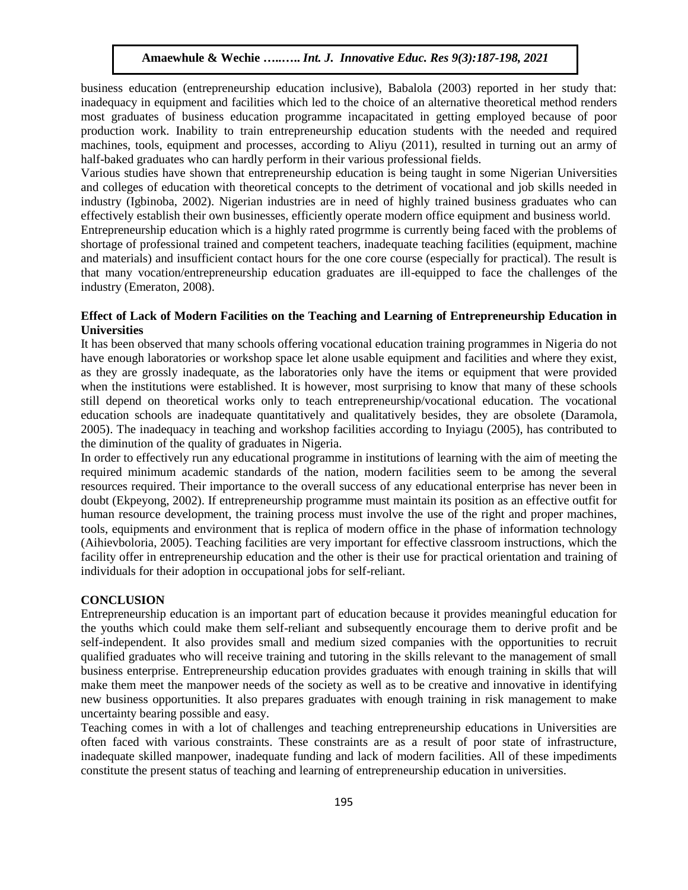business education (entrepreneurship education inclusive), Babalola (2003) reported in her study that: inadequacy in equipment and facilities which led to the choice of an alternative theoretical method renders most graduates of business education programme incapacitated in getting employed because of poor production work. Inability to train entrepreneurship education students with the needed and required machines, tools, equipment and processes, according to Aliyu (2011), resulted in turning out an army of half-baked graduates who can hardly perform in their various professional fields.

Various studies have shown that entrepreneurship education is being taught in some Nigerian Universities and colleges of education with theoretical concepts to the detriment of vocational and job skills needed in industry (Igbinoba, 2002). Nigerian industries are in need of highly trained business graduates who can effectively establish their own businesses, efficiently operate modern office equipment and business world.

Entrepreneurship education which is a highly rated progrmme is currently being faced with the problems of shortage of professional trained and competent teachers, inadequate teaching facilities (equipment, machine and materials) and insufficient contact hours for the one core course (especially for practical). The result is that many vocation/entrepreneurship education graduates are ill-equipped to face the challenges of the industry (Emeraton, 2008).

## Effect of Lack of Modern Facilities on the Teaching and Learning of Entrepreneurship Education in Universities

It has been observed that many schools offering vocational education training programmes in Nigeria do not have enough laboratories or workshop space let alone usable equipment and facilities and where they exist, as they are grossly inadequate, as the laboratories only have the items or equipment that were provided when the institutions were established. It is however, most surprising to know that many of these schools still depend on theoretical works only to teach entrepreneurship/vocational education. The vocational education schools are inadequate quantitatively and qualitatively besides, they are obsolete (Daramola, 2005). The inadequacy in teaching and workshop facilities according to Inyiagu (2005), has contributed to the diminution of the quality of graduates in Nigeria.

In order to effectively run any educational programme in institutions of learning with the aim of meeting the required minimum academic standards of the nation, modern facilities seem to be among the several resources required. Their importance to the overall success of any educational enterprise has never been in doubt (Ekpeyong, 2002). If entrepreneurship programme must maintain its position as an effective outfit for human resource development, the training process must involve the use of the right and proper machines, tools, equipments and environment that is replica of modern office in the phase of information technology (Aihievboloria, 2005). Teaching facilities are very important for effective classroom instructions, which the facility offer in entrepreneurship education and the other is their use for practical orientation and training of individuals for their adoption in occupational jobs for self-reliant.

## CONCLUSION

Entrepreneurship education is an important part of education because it provides meaningful education for the youths which could make them self-reliant and subsequently encourage them to derive profit and be self-independent. It also provides small and medium sized companies with the opportunities to recruit qualified graduates who will receive training and tutoring in the skills relevant to the management of small business enterprise. Entrepreneurship education provides graduates with enough training in skills that will make them meet the manpower needs of the society as well as to be creative and innovative in identifying new business opportunities. It also prepares graduates with enough training in risk management to make uncertainty bearing possible and easy.

Teaching comes in with a lot of challenges and teaching entrepreneurship educations in Universities are often faced with various constraints. These constraints are as a result of poor state of infrastructure, inadequate skilled manpower, inadequate funding and lack of modern facilities. All of these impediments constitute the present status of teaching and learning of entrepreneurship education in universities.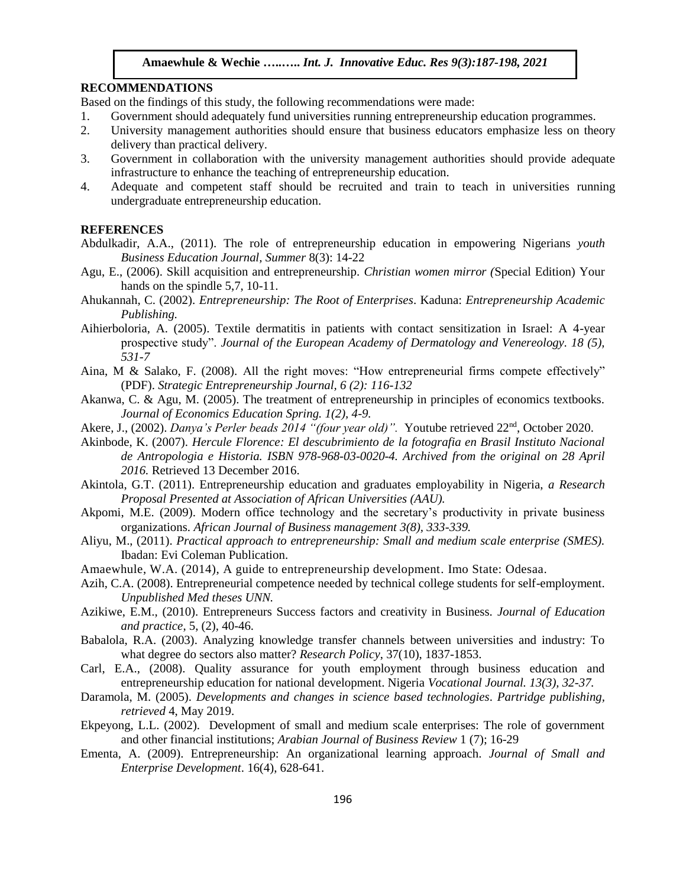## RECOMMENDATIONS

Based on the findings of this study, the following recommendations were made:

1. Government should adequately fund universities running entrepreneurship education programmes.
2. University management authorities should ensure that business educators emphasize less on theory delivery than practical delivery.
3. Government in collaboration with the university management authorities should provide adequate infrastructure to enhance the teaching of entrepreneurship education.
4. Adequate and competent staff should be recruited and train to teach in universities running undergraduate entrepreneurship education.

## REFERENCES

Abdulkadir, A.A., (2011). The role of entrepreneurship education in empowering Nigerians *youth Business Education Journal, Summer* 8(3): 14-22

Agu, E., (2006). Skill acquisition and entrepreneurship. *Christian women mirror (*Special Edition) Your hands on the spindle 5,7, 10-11.

Ahukannah, C. (2002). *Entrepreneurship: The Root of Enterprises*. Kaduna: *Entrepreneurship Academic Publishing.*

Aihierboloria, A. (2005). Textile dermatitis in patients with contact sensitization in Israel: A 4-year prospective study". *Journal of the European Academy of Dermatology and Venereology. 18 (5), 531-7*

Aina, M & Salako, F. (2008). All the right moves: "How entrepreneurial firms compete effectively" (PDF). *Strategic Entrepreneurship Journal, 6 (2): 116-132*

Akanwa, C. & Agu, M. (2005). The treatment of entrepreneurship in principles of economics textbooks. *Journal of Economics Education Spring. 1(2), 4-9.*

Akere, J., (2002). *Danya's Perler beads 2014 "(four year old)".* Youtube retrieved 22nd, October 2020.

Akinbode, K. (2007). *Hercule Florence: El descubrimiento de la fotografia en Brasil Instituto Nacional de Antropologia e Historia. ISBN 978-968-03-0020-4. Archived from the original on 28 April 2016.* Retrieved 13 December 2016.

Akintola, G.T. (2011). Entrepreneurship education and graduates employability in Nigeria, *a Research Proposal Presented at Association of African Universities (AAU).*

Akpomi, M.E. (2009). Modern office technology and the secretary's productivity in private business organizations. *African Journal of Business management 3(8), 333-339.*

Aliyu, M., (2011). *Practical approach to entrepreneurship: Small and medium scale enterprise (SMES).* Ibadan: Evi Coleman Publication.

Amaewhule, W.A. (2014), A guide to entrepreneurship development. Imo State: Odesaa.

Azih, C.A. (2008). Entrepreneurial competence needed by technical college students for self-employment. *Unpublished Med theses UNN.*

Azikiwe, E.M., (2010). Entrepreneurs Success factors and creativity in Business. *Journal of Education and practice*, 5, (2), 40-46.

Babalola, R.A. (2003). Analyzing knowledge transfer channels between universities and industry: To what degree do sectors also matter? *Research Policy*, 37(10), 1837-1853.

Carl, E.A., (2008). Quality assurance for youth employment through business education and entrepreneurship education for national development. Nigeria *Vocational Journal. 13(3), 32-37.*

Daramola, M. (2005). *Developments and changes in science based technologies*. *Partridge publishing, retrieved* 4, May 2019.

Ekpeyong, L.L. (2002). Development of small and medium scale enterprises: The role of government and other financial institutions; *Arabian Journal of Business Review* 1 (7); 16-29

Ementa, A. (2009). Entrepreneurship: An organizational learning approach. *Journal of Small and Enterprise Development*. 16(4), 628-641.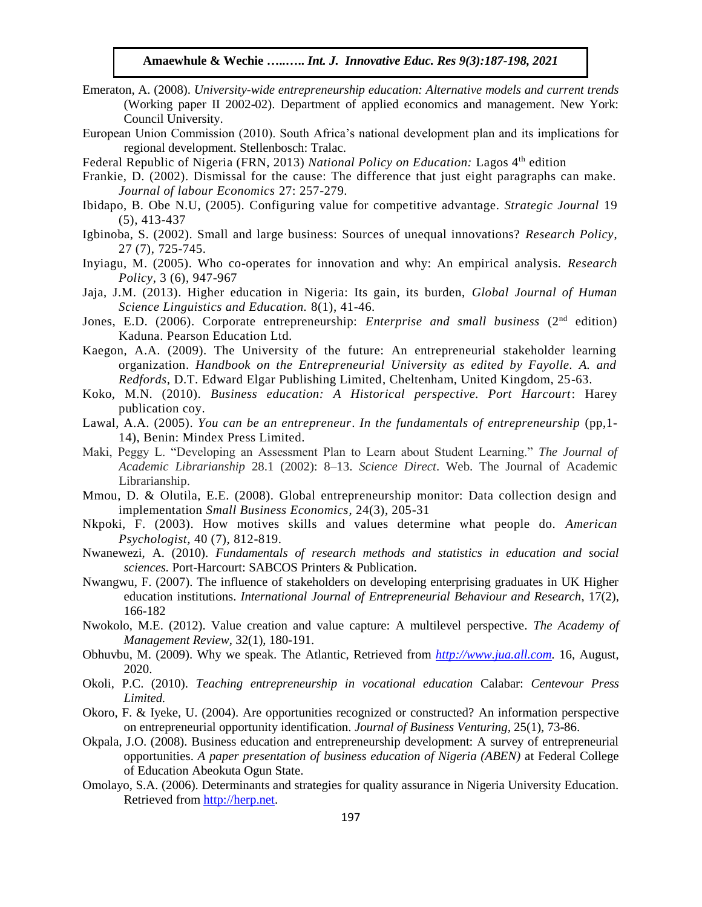Emeraton, A. (2008). *University-wide entrepreneurship education: Alternative models and current trends* (Working paper II 2002-02). Department of applied economics and management. New York: Council University.

European Union Commission (2010). South Africa's national development plan and its implications for regional development. Stellenbosch: Tralac.

Federal Republic of Nigeria (FRN, 2013) *National Policy on Education:* Lagos 4th edition

Frankie, D. (2002). Dismissal for the cause: The difference that just eight paragraphs can make. *Journal of labour Economics* 27: 257-279.

Ibidapo, B. Obe N.U, (2005). Configuring value for competitive advantage. *Strategic Journal* 19 (5), 413-437

Igbinoba, S. (2002). Small and large business: Sources of unequal innovations? *Research Policy*, 27 (7), 725-745.

Inyiagu, M. (2005). Who co-operates for innovation and why: An empirical analysis. *Research Policy*, 3 (6), 947-967

Jaja, J.M. (2013). Higher education in Nigeria: Its gain, its burden, *Global Journal of Human Science Linguistics and Education.* 8(1), 41-46.

Jones, E.D. (2006). Corporate entrepreneurship: *Enterprise and small business* (2nd edition) Kaduna. Pearson Education Ltd.

Kaegon, A.A. (2009). The University of the future: An entrepreneurial stakeholder learning organization. *Handbook on the Entrepreneurial University as edited by Fayolle. A. and Redfords*, D.T. Edward Elgar Publishing Limited, Cheltenham, United Kingdom, 25-63.

Koko, M.N. (2010). *Business education: A Historical perspective. Port Harcourt*: Harey publication coy.

Lawal, A.A. (2005). *You can be an entrepreneur*. *In the fundamentals of entrepreneurship* (pp,1-14), Benin: Mindex Press Limited.

Maki, Peggy L. "Developing an Assessment Plan to Learn about Student Learning." *The Journal of Academic Librarianship* 28.1 (2002): 8–13. *Science Direct*. Web. The Journal of Academic Librarianship.

Mmou, D. & Olutila, E.E. (2008). Global entrepreneurship monitor: Data collection design and implementation *Small Business Economics*, 24(3), 205-31

Nkpoki, F. (2003). How motives skills and values determine what people do. *American Psychologist*, 40 (7), 812-819.

Nwanewezi, A. (2010). *Fundamentals of research methods and statistics in education and social sciences.* Port-Harcourt: SABCOS Printers & Publication.

Nwangwu, F. (2007). The influence of stakeholders on developing enterprising graduates in UK Higher education institutions. *International Journal of Entrepreneurial Behaviour and Research*, 17(2), 166-182

Nwokolo, M.E. (2012). Value creation and value capture: A multilevel perspective. *The Academy of Management Review*, 32(1), 180-191.

Obhuvbu, M. (2009). Why we speak. The Atlantic, Retrieved from *http://www.jua.all.com.* 16, August, 2020.

Okoli, P.C. (2010). *Teaching entrepreneurship in vocational education* Calabar: *Centevour Press Limited.*

Okoro, F. & Iyeke, U. (2004). Are opportunities recognized or constructed? An information perspective on entrepreneurial opportunity identification. *Journal of Business Venturing*, 25(1), 73-86.

Okpala, J.O. (2008). Business education and entrepreneurship development: A survey of entrepreneurial opportunities. *A paper presentation of business education of Nigeria (ABEN)* at Federal College of Education Abeokuta Ogun State.

Omolayo, S.A. (2006). Determinants and strategies for quality assurance in Nigeria University Education. Retrieved from http://herp.net.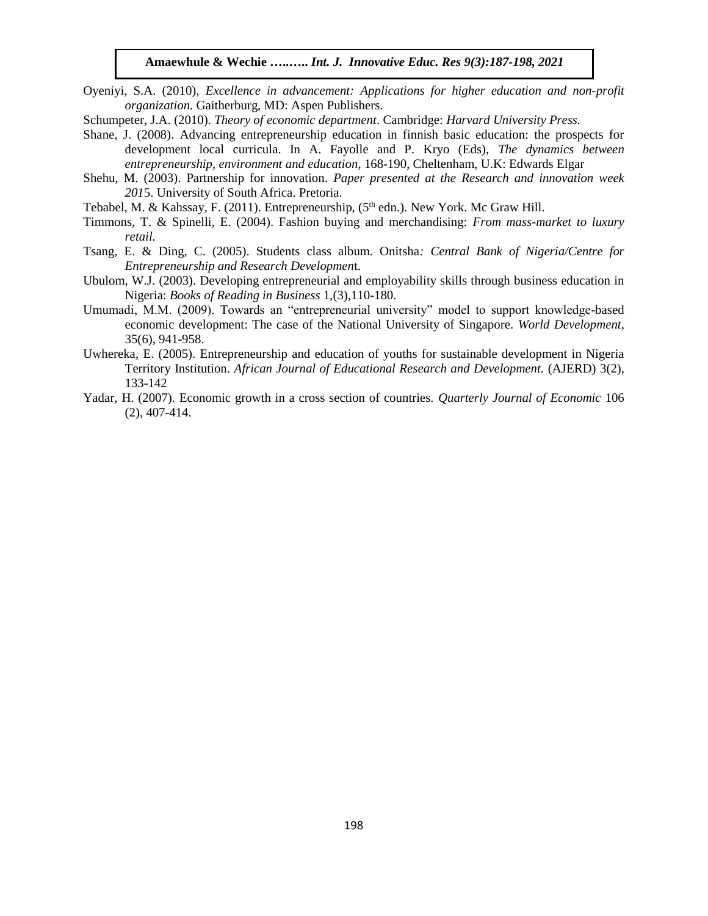Oyeniyi, S.A. (2010), *Excellence in advancement: Applications for higher education and non-profit organization.* Gaitherburg, MD: Aspen Publishers.

Schumpeter, J.A. (2010). *Theory of economic department*. Cambridge: *Harvard University Press.*

Shane, J. (2008). Advancing entrepreneurship education in finnish basic education: the prospects for development local curricula. In A. Fayolle and P. Kryo (Eds), *The dynamics between entrepreneurship, environment and education*, 168-190, Cheltenham, U.K: Edwards Elgar

Shehu, M. (2003). Partnership for innovation. *Paper presented at the Research and innovation week 201*5. University of South Africa. Pretoria.

Tebabel, M. & Kahssay, F. (2011). Entrepreneurship, (5th edn.). New York. Mc Graw Hill.

Timmons, T. & Spinelli, E. (2004). Fashion buying and merchandising: *From mass-market to luxury retail.*

Tsang, E. & Ding, C. (2005). Students class album. Onitsha*: Central Bank of Nigeria/Centre for Entrepreneurship and Research Developmen*t.

Ubulom, W.J. (2003). Developing entrepreneurial and employability skills through business education in Nigeria: *Books of Reading in Business* 1,(3),110-180.

Umumadi, M.M. (2009). Towards an "entrepreneurial university" model to support knowledge-based economic development: The case of the National University of Singapore. *World Development*, 35(6), 941-958.

Uwhereka, E. (2005). Entrepreneurship and education of youths for sustainable development in Nigeria Territory Institution. *African Journal of Educational Research and Development.* (AJERD) 3(2), 133-142

Yadar, H. (2007). Economic growth in a cross section of countries. *Quarterly Journal of Economic* 106 (2), 407-414.